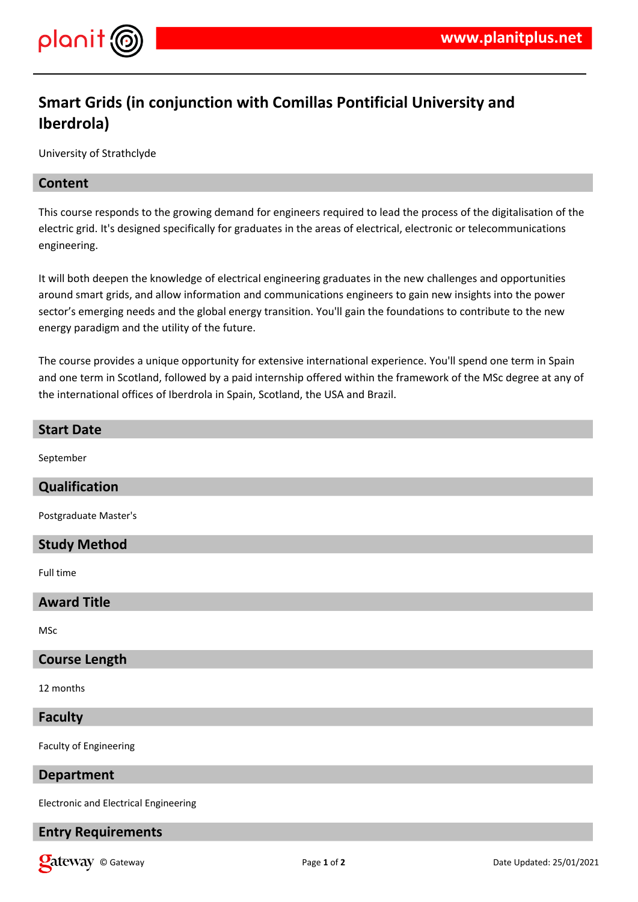# Smart Grids (in conjunction with Comillas Pontificial University and Iberdrola)

University of Strathclyde

## Content

This course responds to the growing demand for engineers required to lead the process of the digitalisation of the electric grid. It's designed specifically for graduates in the areas of electrical, electronic or telecommunications engineering.

It will both deepen the knowledge of electrical engineering graduates in the new challenges and opportunities around smart grids, and allow information and communications engineers to gain new insights into the power sector's emerging needs and the global energy transition. You'll gain the foundations to contribute to the new energy paradigm and the utility of the future.

The course provides a unique opportunity for extensive international experience. You'll spend one term in Spain and one term in Scotland, followed by a paid internship offered within the framework of the MSc degree at any of the international offices of Iberdrola in Spain, Scotland, the USA and Brazil.

## Start Date

September

## Qualification

Postgraduate Master's

## Study Method

Full time

## Award Title

MSc

## Course Length

12 months

## Faculty

Faculty of Engineering

## Department

Electronic and Electrical Engineering

## Entry Requirements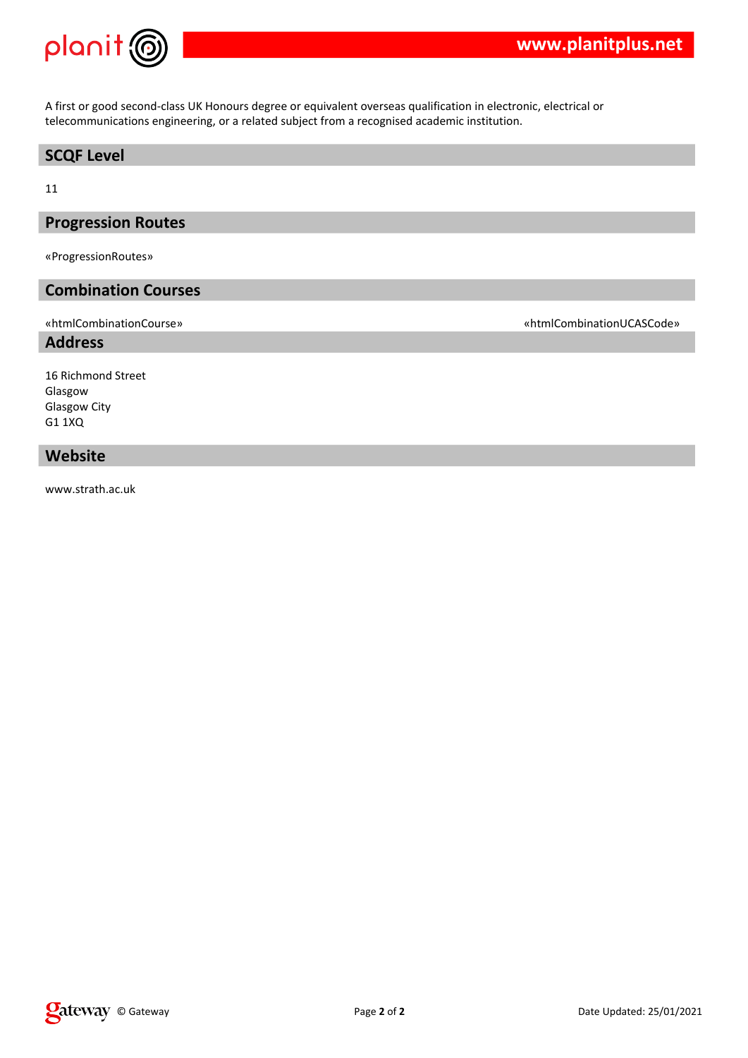A first or good second-class UK Honours degree or equivalent overseas qualification in electronic, electrical or telecommunications engineering, or a related subject from a recognised academic institution.

## SCQF Level

11

## Progression Routes

«ProgressionRoutes»

## Combination Courses

«htmlCombinationCourse» «htmlCombinationUCASCode»

## Address

16 Richmond Street
Glasgow
Glasgow City
G1 1XQ

## Website

www.strath.ac.uk